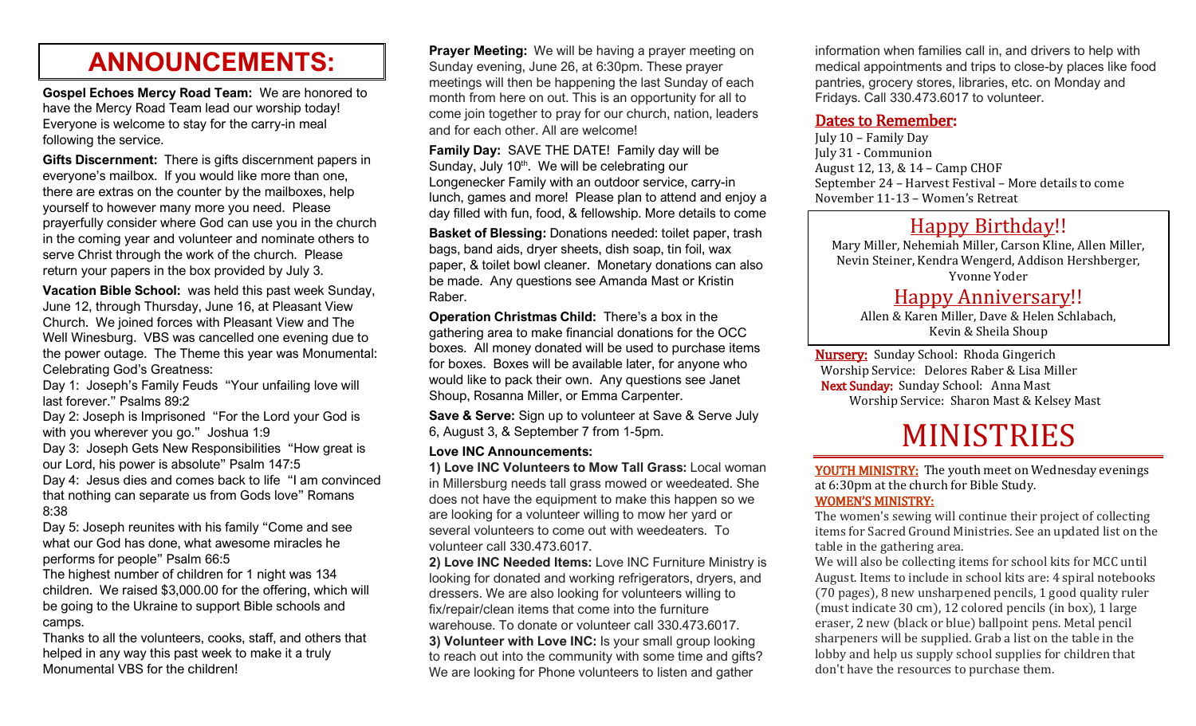# ANNOUNCEMENTS:

**Gospel Echoes Mercy Road Team:** We are honored to have the Mercy Road Team lead our worship today! Everyone is welcome to stay for the carry-in meal following the service.

**Gifts Discernment:** There is gifts discernment papers in everyone's mailbox. If you would like more than one, there are extras on the counter by the mailboxes, help yourself to however many more you need. Please prayerfully consider where God can use you in the church in the coming year and volunteer and nominate others to serve Christ through the work of the church. Please return your papers in the box provided by July 3.

**Vacation Bible School:** was held this past week Sunday, June 12, through Thursday, June 16, at Pleasant View Church. We joined forces with Pleasant View and The Well Winesburg. VBS was cancelled one evening due to the power outage. The Theme this year was Monumental: Celebrating God's Greatness:

Day 1: Joseph's Family Feuds "Your unfailing love will last forever." Psalms 89:2

Day 2: Joseph is Imprisoned "For the Lord your God is with you wherever you go." Joshua 1:9

Day 3: Joseph Gets New Responsibilities "How great is our Lord, his power is absolute" Psalm 147:5

Day 4: Jesus dies and comes back to life "I am convinced that nothing can separate us from Gods love" Romans 8:38

Day 5: Joseph reunites with his family "Come and see what our God has done, what awesome miracles he performs for people" Psalm 66:5

The highest number of children for 1 night was 134 children. We raised $3,000.00 for the offering, which will be going to the Ukraine to support Bible schools and camps.

Thanks to all the volunteers, cooks, staff, and others that helped in any way this past week to make it a truly Monumental VBS for the children!

**Prayer Meeting:** We will be having a prayer meeting on Sunday evening, June 26, at 6:30pm. These prayer meetings will then be happening the last Sunday of each month from here on out. This is an opportunity for all to come join together to pray for our church, nation, leaders and for each other. All are welcome!

**Family Day:** SAVE THE DATE! Family day will be Sunday, July 10th. We will be celebrating our Longenecker Family with an outdoor service, carry-in lunch, games and more! Please plan to attend and enjoy a day filled with fun, food, & fellowship. More details to come

**Basket of Blessing:** Donations needed: toilet paper, trash bags, band aids, dryer sheets, dish soap, tin foil, wax paper, & toilet bowl cleaner. Monetary donations can also be made. Any questions see Amanda Mast or Kristin Raber.

**Operation Christmas Child:** There's a box in the gathering area to make financial donations for the OCC boxes. All money donated will be used to purchase items for boxes. Boxes will be available later, for anyone who would like to pack their own. Any questions see Janet Shoup, Rosanna Miller, or Emma Carpenter.

**Save & Serve:** Sign up to volunteer at Save & Serve July 6, August 3, & September 7 from 1-5pm.

**Love INC Announcements:**

**1) Love INC Volunteers to Mow Tall Grass:** Local woman in Millersburg needs tall grass mowed or weedeated. She does not have the equipment to make this happen so we are looking for a volunteer willing to mow her yard or several volunteers to come out with weedeaters. To volunteer call 330.473.6017.

**2) Love INC Needed Items:** Love INC Furniture Ministry is looking for donated and working refrigerators, dryers, and dressers. We are also looking for volunteers willing to fix/repair/clean items that come into the furniture warehouse. To donate or volunteer call 330.473.6017.

**3) Volunteer with Love INC:** Is your small group looking to reach out into the community with some time and gifts? We are looking for Phone volunteers to listen and gather information when families call in, and drivers to help with medical appointments and trips to close-by places like food pantries, grocery stores, libraries, etc. on Monday and Fridays. Call 330.473.6017 to volunteer.

## Dates to Remember:

July 10 – Family Day
July 31 - Communion
August 12, 13, & 14 – Camp CHOF
September 24 – Harvest Festival – More details to come
November 11-13 – Women's Retreat

## Happy Birthday!!

Mary Miller, Nehemiah Miller, Carson Kline, Allen Miller, Nevin Steiner, Kendra Wengerd, Addison Hershberger, Yvonne Yoder

## Happy Anniversary!!

Allen & Karen Miller, Dave & Helen Schlabach, Kevin & Sheila Shoup

**Nursery:** Sunday School: Rhoda Gingerich
Worship Service: Delores Raber & Lisa Miller
**Next Sunday:** Sunday School: Anna Mast
Worship Service: Sharon Mast & Kelsey Mast

# MINISTRIES

**YOUTH MINISTRY:** The youth meet on Wednesday evenings at 6:30pm at the church for Bible Study.

**WOMEN'S MINISTRY:**

The women's sewing will continue their project of collecting items for Sacred Ground Ministries. See an updated list on the table in the gathering area.

We will also be collecting items for school kits for MCC until August. Items to include in school kits are: 4 spiral notebooks (70 pages), 8 new unsharpened pencils, 1 good quality ruler (must indicate 30 cm), 12 colored pencils (in box), 1 large eraser, 2 new (black or blue) ballpoint pens. Metal pencil sharpeners will be supplied. Grab a list on the table in the lobby and help us supply school supplies for children that don't have the resources to purchase them.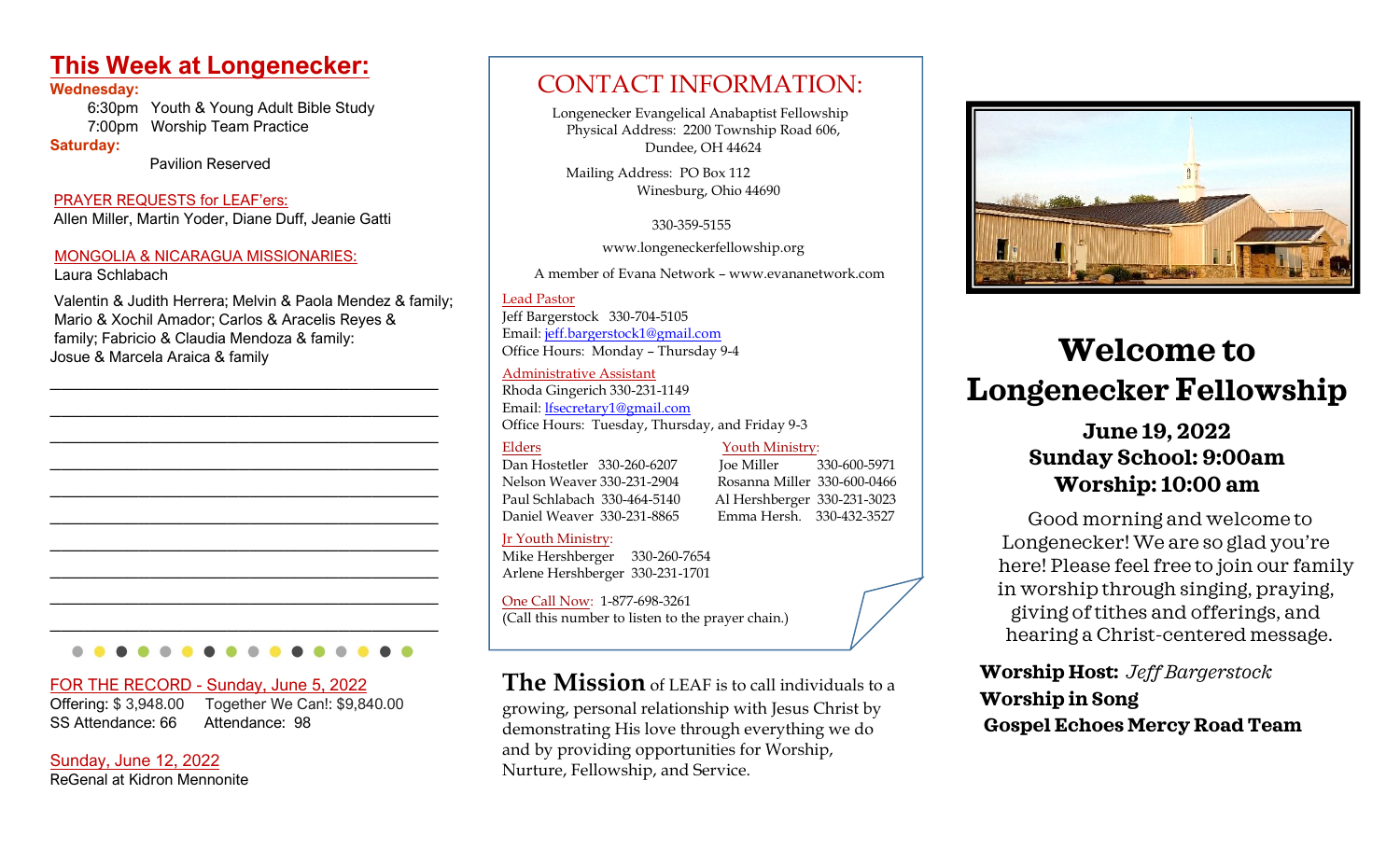## This Week at Longenecker:

**Wednesday:**

6:30pm Youth & Young Adult Bible Study

7:00pm Worship Team Practice

**Saturday:**

Pavilion Reserved

PRAYER REQUESTS for LEAF'ers:

Allen Miller, Martin Yoder, Diane Duff, Jeanie Gatti

MONGOLIA & NICARAGUA MISSIONARIES:

Laura Schlabach

Valentin & Judith Herrera; Melvin & Paola Mendez & family; Mario & Xochil Amador; Carlos & Aracelis Reyes & family; Fabricio & Claudia Mendoza & family: Josue & Marcela Araica & family

FOR THE RECORD - Sunday, June 5, 2022

Offering: $ 3,948.00 Together We Can!: $9,840.00

SS Attendance: 66 Attendance: 98

Sunday, June 12, 2022

ReGenal at Kidron Mennonite

## CONTACT INFORMATION:

Longenecker Evangelical Anabaptist Fellowship
Physical Address: 2200 Township Road 606,
Dundee, OH 44624

Mailing Address: PO Box 112
Winesburg, Ohio 44690

330-359-5155

www.longeneckerfellowship.org

A member of Evana Network – www.evananetwork.com

Lead Pastor
Jeff Bargerstock 330-704-5105
Email: jeff.bargerstock1@gmail.com
Office Hours: Monday – Thursday 9-4

Administrative Assistant
Rhoda Gingerich 330-231-1149
Email: lfsecretary1@gmail.com
Office Hours: Tuesday, Thursday, and Friday 9-3

Elders
Dan Hostetler 330-260-6207
Nelson Weaver 330-231-2904
Paul Schlabach 330-464-5140
Daniel Weaver 330-231-8865

Youth Ministry:
Joe Miller 330-600-5971
Rosanna Miller 330-600-0466
Al Hershberger 330-231-3023
Emma Hersh. 330-432-3527

Jr Youth Ministry:
Mike Hershberger 330-260-7654
Arlene Hershberger 330-231-1701

One Call Now: 1-877-698-3261
(Call this number to listen to the prayer chain.)

**The Mission** of LEAF is to call individuals to a growing, personal relationship with Jesus Christ by demonstrating His love through everything we do and by providing opportunities for Worship, Nurture, Fellowship, and Service.

# Welcome to Longenecker Fellowship

**June 19, 2022**
**Sunday School: 9:00am**
**Worship: 10:00 am**

Good morning and welcome to Longenecker! We are so glad you're here! Please feel free to join our family in worship through singing, praying, giving of tithes and offerings, and hearing a Christ-centered message.

**Worship Host:** *Jeff Bargerstock*

**Worship in Song**

**Gospel Echoes Mercy Road Team**